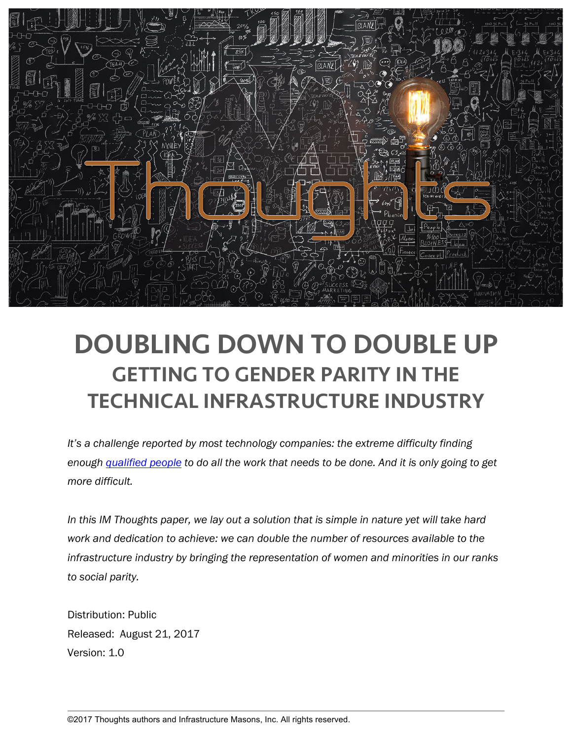# DOUBLING DOWN TO DOUBLE UP

## GETTING TO GENDER PARITY IN THE TECHNICAL INFRASTRUCTURE INDUSTRY

*It's a challenge reported by most technology companies: the extreme difficulty finding enough [qualified people]() to do all the work that needs to be done. And it is only going to get more difficult.*

*In this IM Thoughts paper, we lay out a solution that is simple in nature yet will take hard work and dedication to achieve: we can double the number of resources available to the infrastructure industry by bringing the representation of women and minorities in our ranks to social parity.*

Distribution: Public
Released: August 21, 2017
Version: 1.0

©2017 Thoughts authors and Infrastructure Masons, Inc. All rights reserved.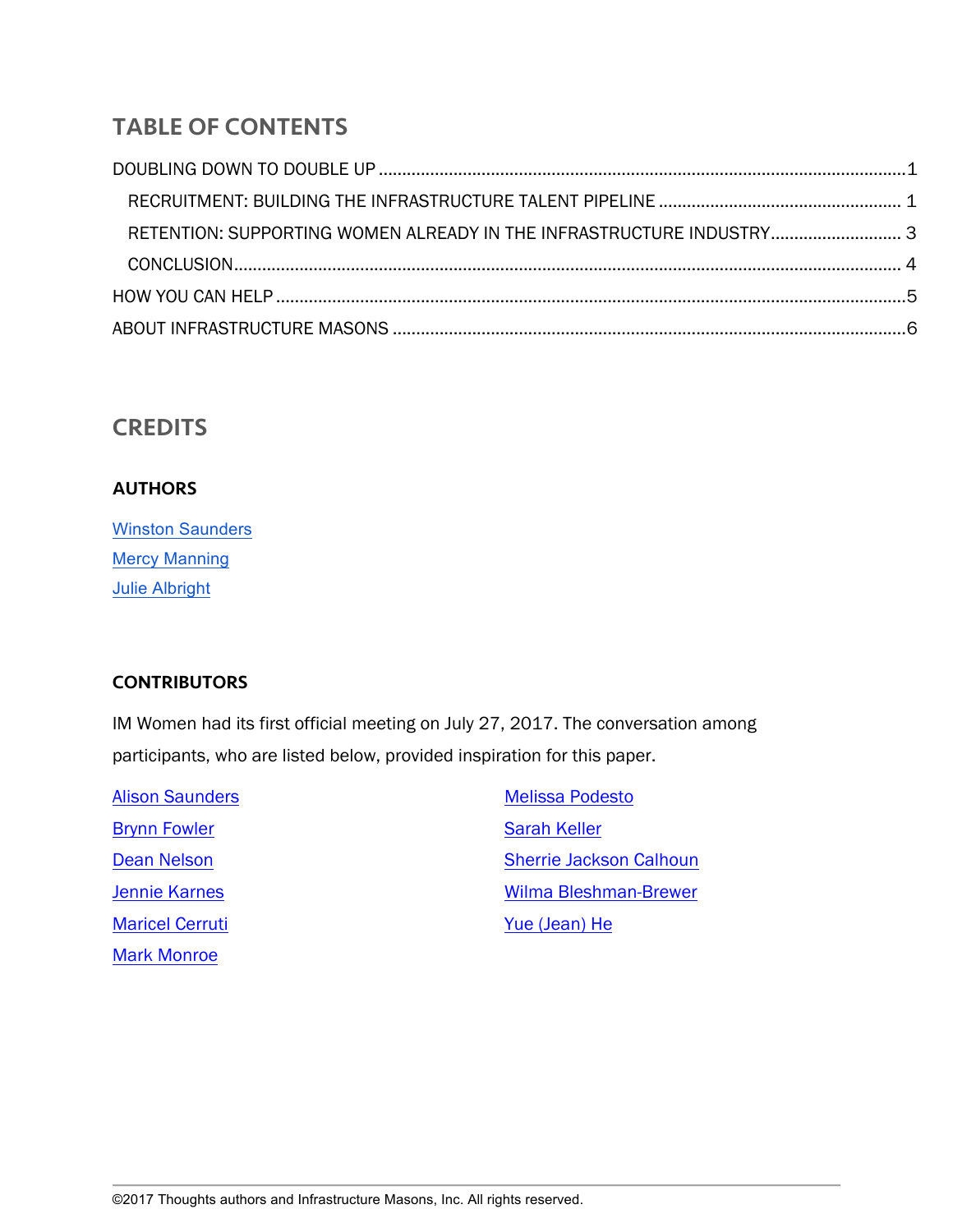## TABLE OF CONTENTS

DOUBLING DOWN TO DOUBLE UP .......................................................................................................1

RECRUITMENT: BUILDING THE INFRASTRUCTURE TALENT PIPELINE ........................................ 1

RETENTION: SUPPORTING WOMEN ALREADY IN THE INFRASTRUCTURE INDUSTRY.......................... 3

CONCLUSION........................................................................................................................ 4

HOW YOU CAN HELP ....................................................................................................................5

ABOUT INFRASTRUCTURE MASONS ...........................................................................................6

## CREDITS

### AUTHORS

Winston Saunders

Mercy Manning

Julie Albright

### CONTRIBUTORS

IM Women had its first official meeting on July 27, 2017. The conversation among participants, who are listed below, provided inspiration for this paper.

Alison Saunders

Brynn Fowler

Dean Nelson

Jennie Karnes

Maricel Cerruti

Mark Monroe

Melissa Podesto

Sarah Keller

Sherrie Jackson Calhoun

Wilma Bleshman-Brewer

Yue (Jean) He

©2017 Thoughts authors and Infrastructure Masons, Inc. All rights reserved.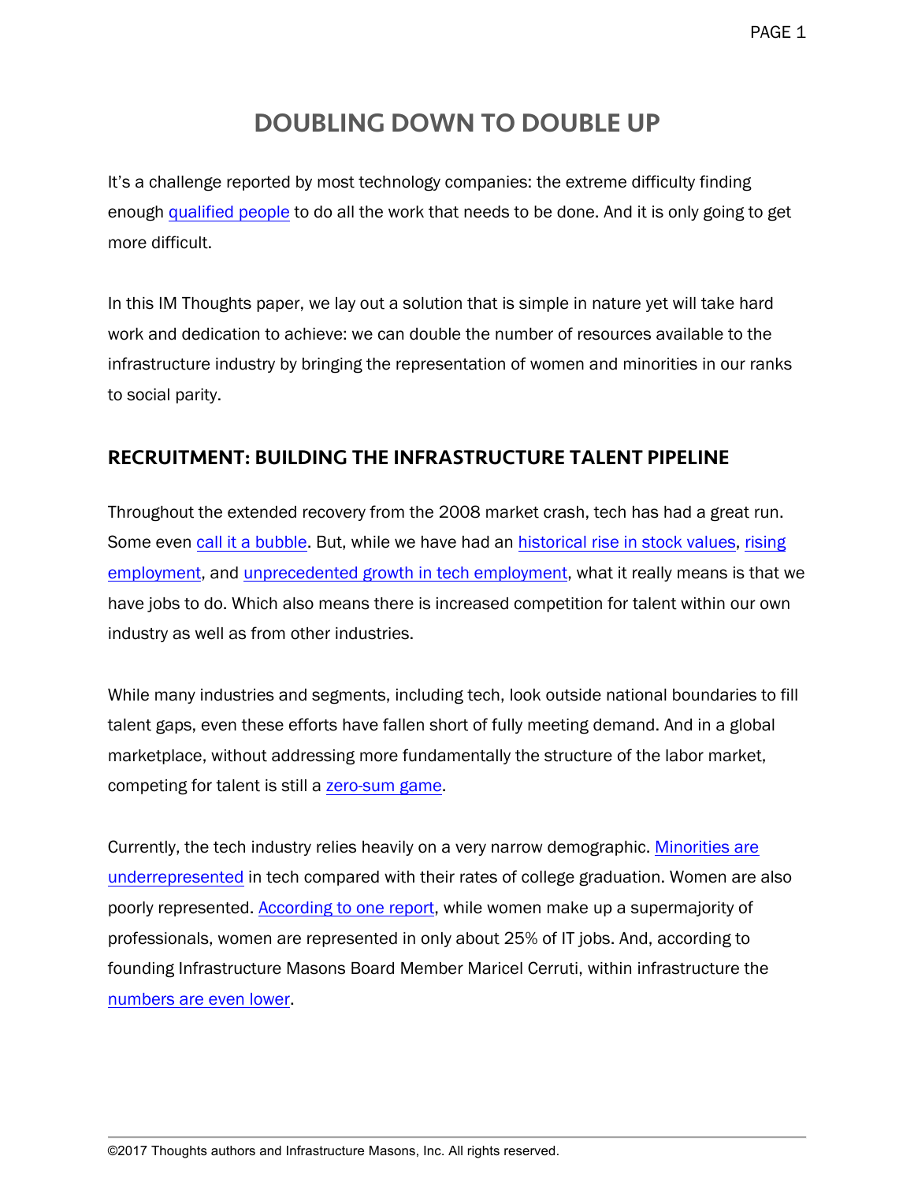# DOUBLING DOWN TO DOUBLE UP

It's a challenge reported by most technology companies: the extreme difficulty finding enough qualified people to do all the work that needs to be done. And it is only going to get more difficult.

In this IM Thoughts paper, we lay out a solution that is simple in nature yet will take hard work and dedication to achieve: we can double the number of resources available to the infrastructure industry by bringing the representation of women and minorities in our ranks to social parity.

## RECRUITMENT: BUILDING THE INFRASTRUCTURE TALENT PIPELINE

Throughout the extended recovery from the 2008 market crash, tech has had a great run. Some even call it a bubble. But, while we have had an historical rise in stock values, rising employment, and unprecedented growth in tech employment, what it really means is that we have jobs to do. Which also means there is increased competition for talent within our own industry as well as from other industries.

While many industries and segments, including tech, look outside national boundaries to fill talent gaps, even these efforts have fallen short of fully meeting demand. And in a global marketplace, without addressing more fundamentally the structure of the labor market, competing for talent is still a zero-sum game.

Currently, the tech industry relies heavily on a very narrow demographic. Minorities are underrepresented in tech compared with their rates of college graduation. Women are also poorly represented. According to one report, while women make up a supermajority of professionals, women are represented in only about 25% of IT jobs. And, according to founding Infrastructure Masons Board Member Maricel Cerruti, within infrastructure the numbers are even lower.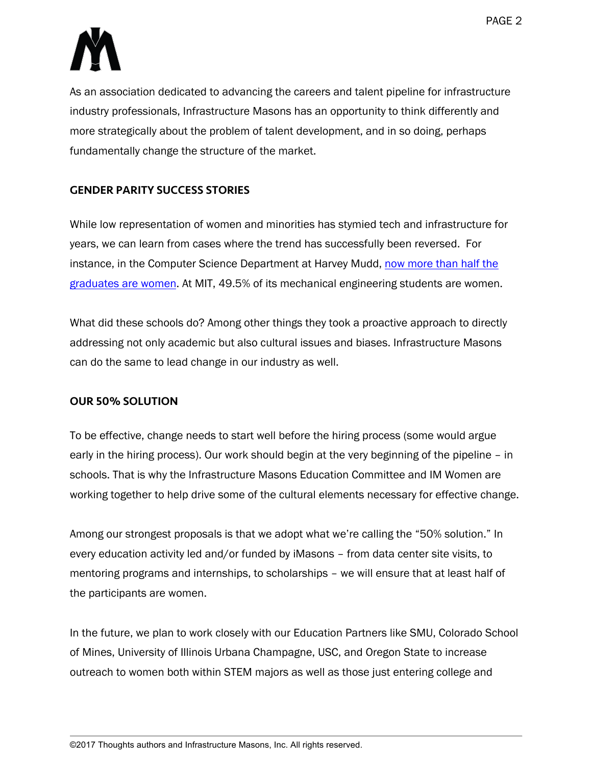As an association dedicated to advancing the careers and talent pipeline for infrastructure industry professionals, Infrastructure Masons has an opportunity to think differently and more strategically about the problem of talent development, and in so doing, perhaps fundamentally change the structure of the market.

## GENDER PARITY SUCCESS STORIES

While low representation of women and minorities has stymied tech and infrastructure for years, we can learn from cases where the trend has successfully been reversed. For instance, in the Computer Science Department at Harvey Mudd, now more than half the graduates are women. At MIT, 49.5% of its mechanical engineering students are women.

What did these schools do? Among other things they took a proactive approach to directly addressing not only academic but also cultural issues and biases. Infrastructure Masons can do the same to lead change in our industry as well.

## OUR 50% SOLUTION

To be effective, change needs to start well before the hiring process (some would argue early in the hiring process). Our work should begin at the very beginning of the pipeline – in schools. That is why the Infrastructure Masons Education Committee and IM Women are working together to help drive some of the cultural elements necessary for effective change.

Among our strongest proposals is that we adopt what we're calling the "50% solution." In every education activity led and/or funded by iMasons – from data center site visits, to mentoring programs and internships, to scholarships – we will ensure that at least half of the participants are women.

In the future, we plan to work closely with our Education Partners like SMU, Colorado School of Mines, University of Illinois Urbana Champagne, USC, and Oregon State to increase outreach to women both within STEM majors as well as those just entering college and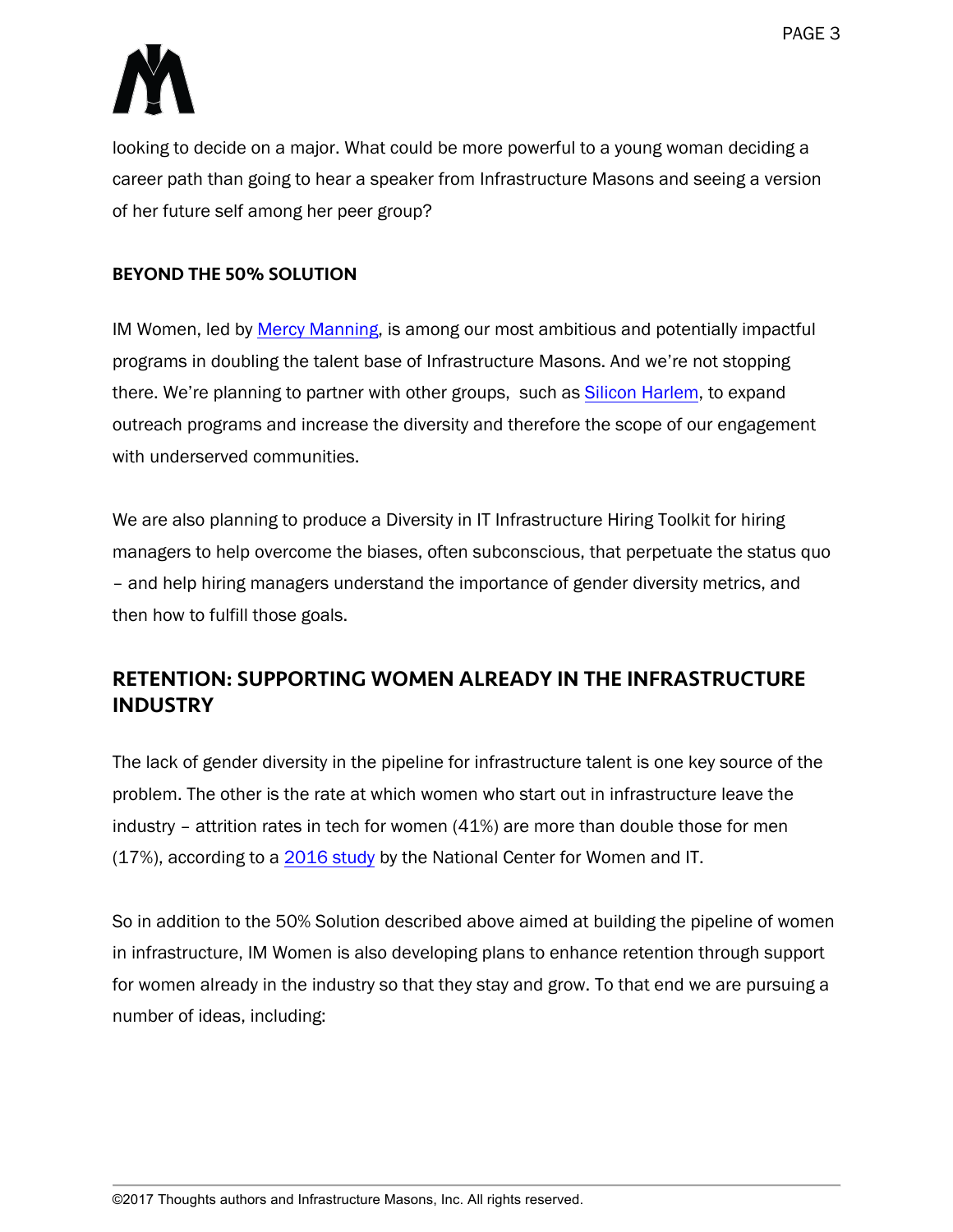looking to decide on a major. What could be more powerful to a young woman deciding a career path than going to hear a speaker from Infrastructure Masons and seeing a version of her future self among her peer group?

### BEYOND THE 50% SOLUTION

IM Women, led by Mercy Manning, is among our most ambitious and potentially impactful programs in doubling the talent base of Infrastructure Masons. And we're not stopping there. We're planning to partner with other groups, such as Silicon Harlem, to expand outreach programs and increase the diversity and therefore the scope of our engagement with underserved communities.

We are also planning to produce a Diversity in IT Infrastructure Hiring Toolkit for hiring managers to help overcome the biases, often subconscious, that perpetuate the status quo – and help hiring managers understand the importance of gender diversity metrics, and then how to fulfill those goals.

## RETENTION: SUPPORTING WOMEN ALREADY IN THE INFRASTRUCTURE INDUSTRY

The lack of gender diversity in the pipeline for infrastructure talent is one key source of the problem. The other is the rate at which women who start out in infrastructure leave the industry – attrition rates in tech for women (41%) are more than double those for men (17%), according to a 2016 study by the National Center for Women and IT.

So in addition to the 50% Solution described above aimed at building the pipeline of women in infrastructure, IM Women is also developing plans to enhance retention through support for women already in the industry so that they stay and grow. To that end we are pursuing a number of ideas, including: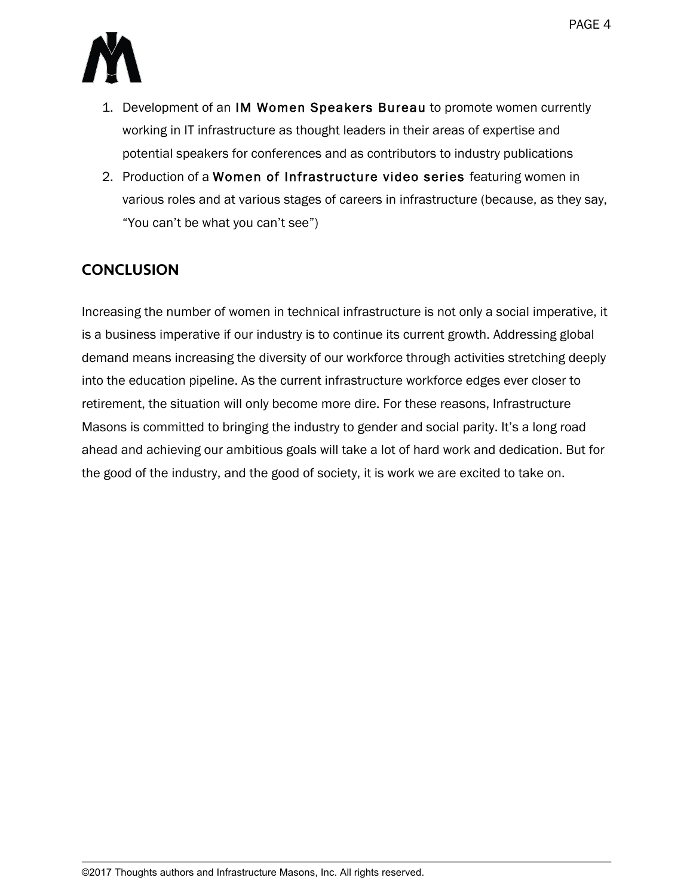1. Development of an IM Women Speakers Bureau to promote women currently working in IT infrastructure as thought leaders in their areas of expertise and potential speakers for conferences and as contributors to industry publications
2. Production of a Women of Infrastructure video series featuring women in various roles and at various stages of careers in infrastructure (because, as they say, “You can’t be what you can’t see”)

## CONCLUSION

Increasing the number of women in technical infrastructure is not only a social imperative, it is a business imperative if our industry is to continue its current growth. Addressing global demand means increasing the diversity of our workforce through activities stretching deeply into the education pipeline. As the current infrastructure workforce edges ever closer to retirement, the situation will only become more dire. For these reasons, Infrastructure Masons is committed to bringing the industry to gender and social parity. It’s a long road ahead and achieving our ambitious goals will take a lot of hard work and dedication. But for the good of the industry, and the good of society, it is work we are excited to take on.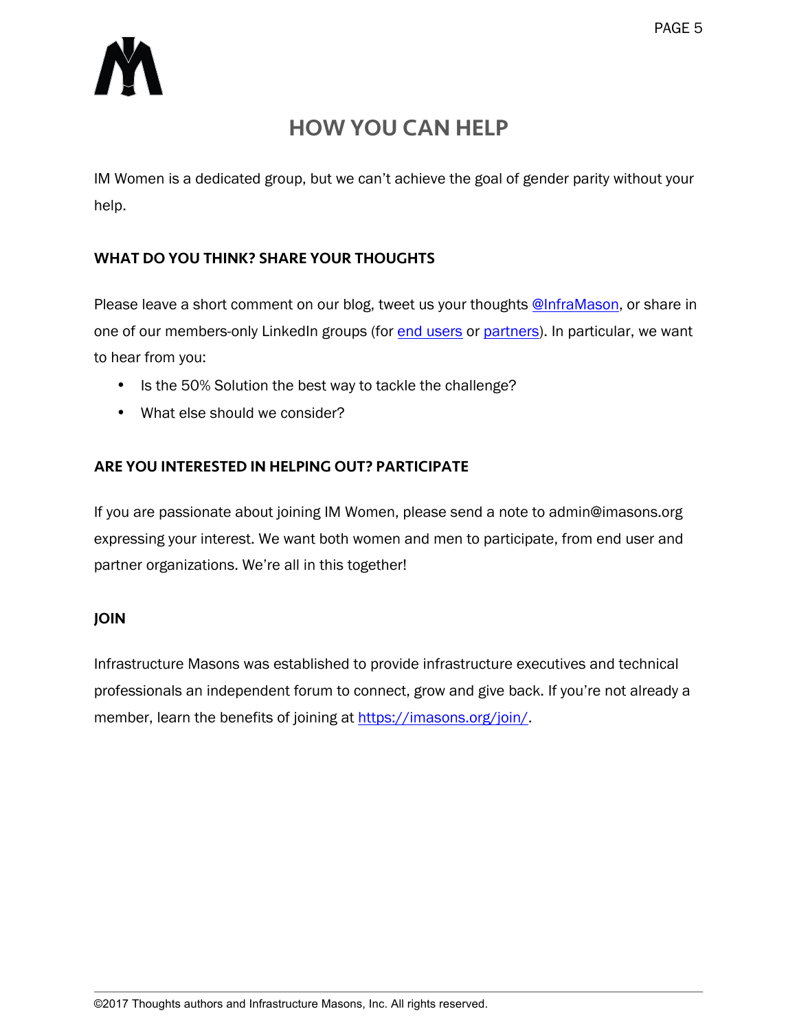# HOW YOU CAN HELP

IM Women is a dedicated group, but we can't achieve the goal of gender parity without your help.

## WHAT DO YOU THINK? SHARE YOUR THOUGHTS

Please leave a short comment on our blog, tweet us your thoughts @InfraMason, or share in one of our members-only LinkedIn groups (for end users or partners). In particular, we want to hear from you:

- Is the 50% Solution the best way to tackle the challenge?
- What else should we consider?

## ARE YOU INTERESTED IN HELPING OUT? PARTICIPATE

If you are passionate about joining IM Women, please send a note to admin@imasons.org expressing your interest. We want both women and men to participate, from end user and partner organizations. We're all in this together!

## JOIN

Infrastructure Masons was established to provide infrastructure executives and technical professionals an independent forum to connect, grow and give back. If you're not already a member, learn the benefits of joining at https://imasons.org/join/.

©2017 Thoughts authors and Infrastructure Masons, Inc. All rights reserved.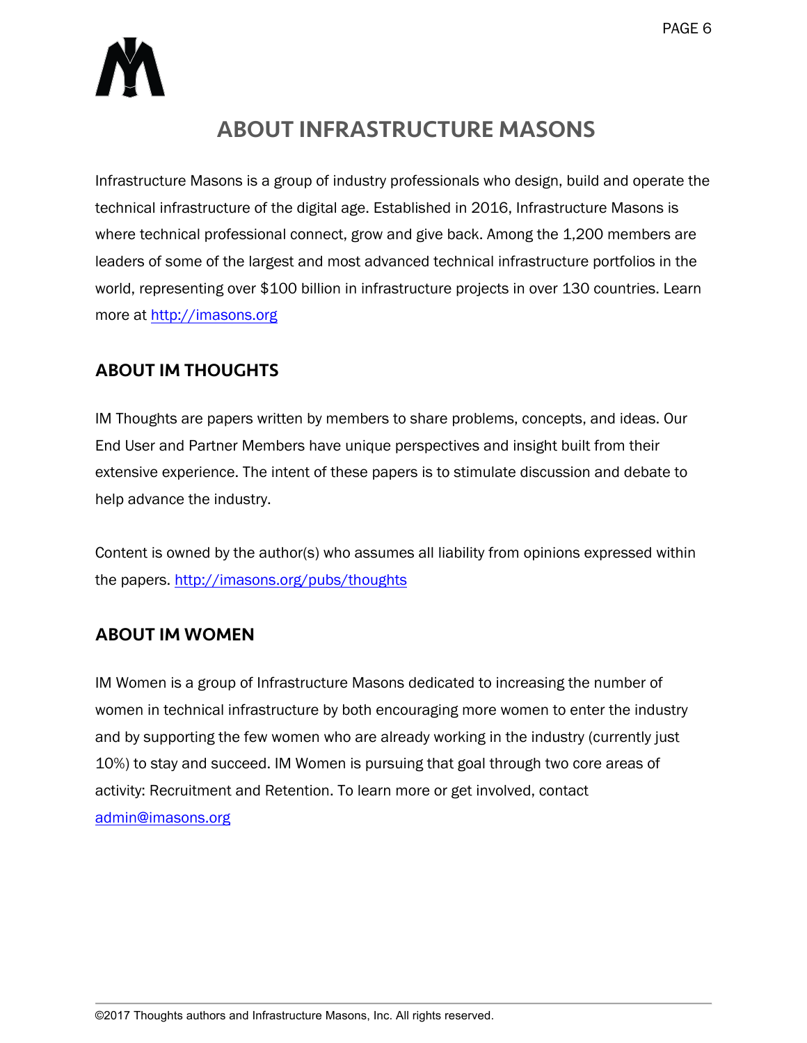# ABOUT INFRASTRUCTURE MASONS

Infrastructure Masons is a group of industry professionals who design, build and operate the technical infrastructure of the digital age. Established in 2016, Infrastructure Masons is where technical professional connect, grow and give back. Among the 1,200 members are leaders of some of the largest and most advanced technical infrastructure portfolios in the world, representing over $100 billion in infrastructure projects in over 130 countries. Learn more at http://imasons.org

## ABOUT IM THOUGHTS

IM Thoughts are papers written by members to share problems, concepts, and ideas. Our End User and Partner Members have unique perspectives and insight built from their extensive experience. The intent of these papers is to stimulate discussion and debate to help advance the industry.

Content is owned by the author(s) who assumes all liability from opinions expressed within the papers. http://imasons.org/pubs/thoughts

## ABOUT IM WOMEN

IM Women is a group of Infrastructure Masons dedicated to increasing the number of women in technical infrastructure by both encouraging more women to enter the industry and by supporting the few women who are already working in the industry (currently just 10%) to stay and succeed. IM Women is pursuing that goal through two core areas of activity: Recruitment and Retention. To learn more or get involved, contact admin@imasons.org

©2017 Thoughts authors and Infrastructure Masons, Inc. All rights reserved.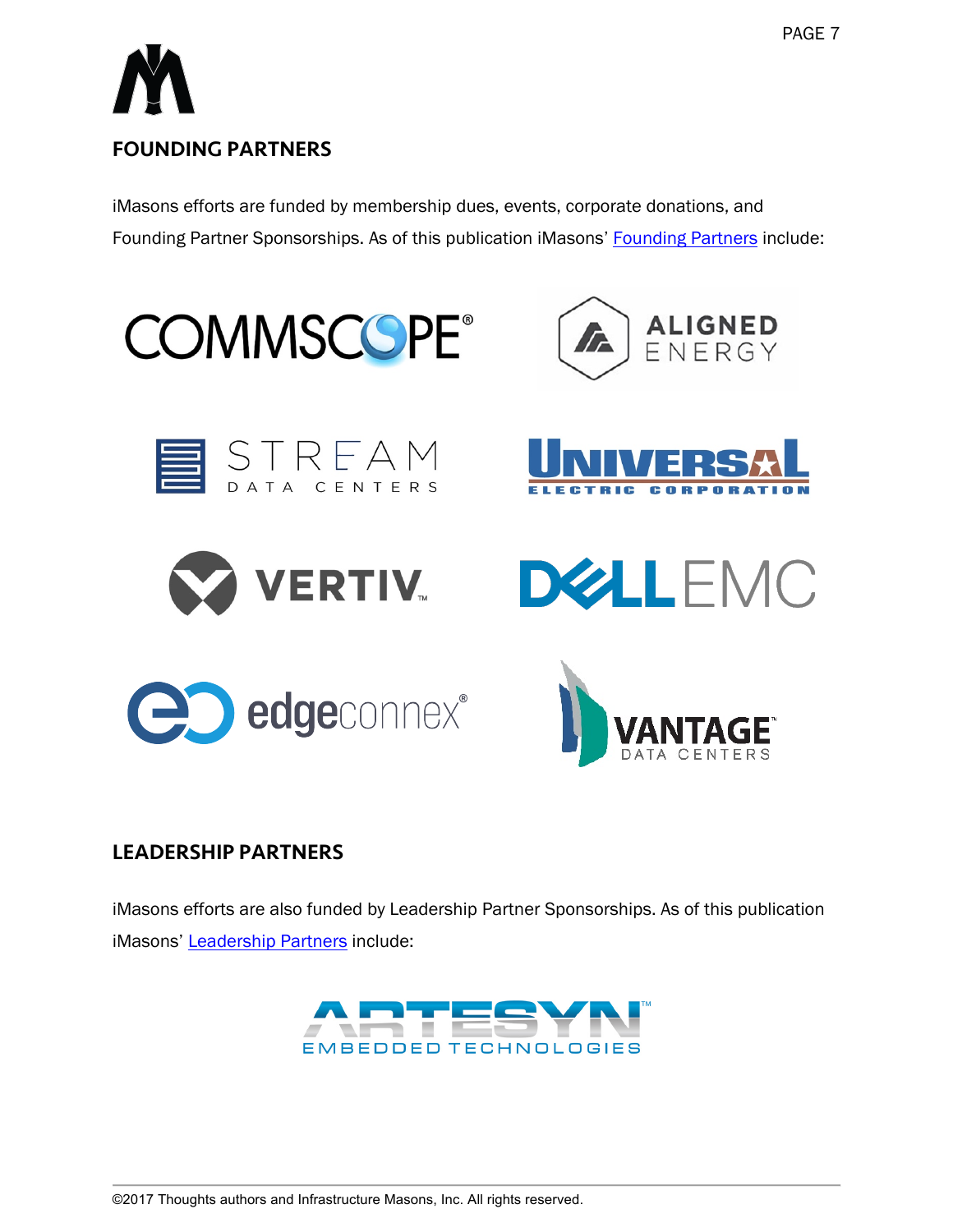## FOUNDING PARTNERS

iMasons efforts are funded by membership dues, events, corporate donations, and Founding Partner Sponsorships. As of this publication iMasons' Founding Partners include:

## LEADERSHIP PARTNERS

iMasons efforts are also funded by Leadership Partner Sponsorships. As of this publication iMasons' Leadership Partners include:

©2017 Thoughts authors and Infrastructure Masons, Inc. All rights reserved.